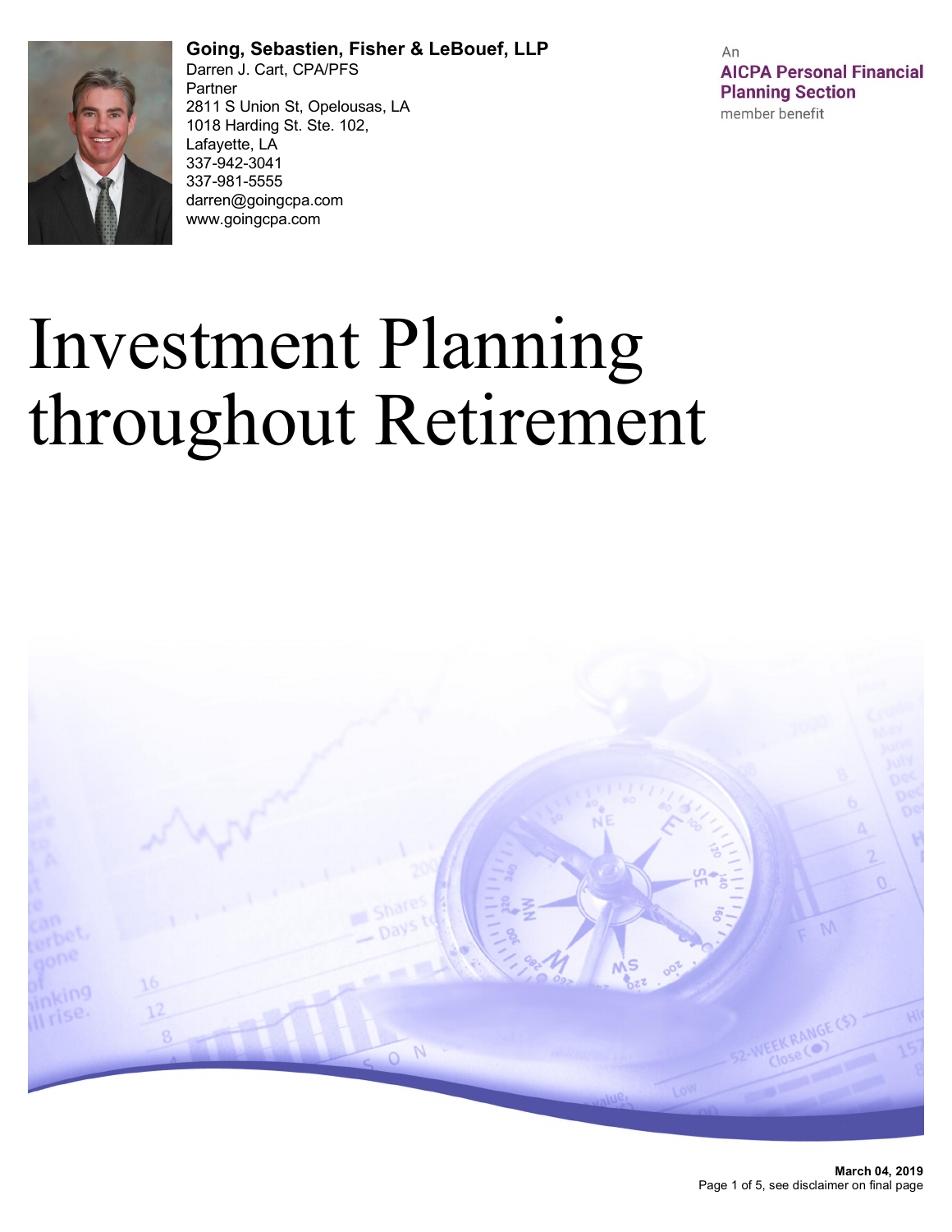**Going, Sebastien, Fisher & LeBouef, LLP**
Darren J. Cart, CPA/PFS
Partner
2811 S Union St, Opelousas, LA
1018 Harding St. Ste. 102,
Lafayette, LA
337-942-3041
337-981-5555
darren@goingcpa.com
www.goingcpa.com

An
**AICPA Personal Financial Planning Section**
member benefit

# Investment Planning throughout Retirement

**March 04, 2019**
see disclaimer on final page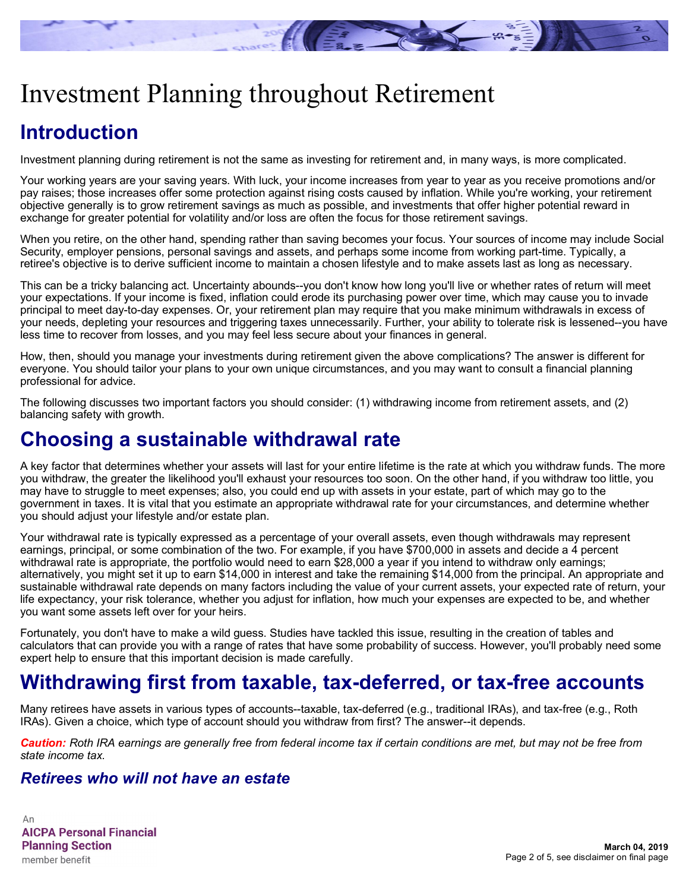# Investment Planning throughout Retirement

## Introduction

Investment planning during retirement is not the same as investing for retirement and, in many ways, is more complicated.

Your working years are your saving years. With luck, your income increases from year to year as you receive promotions and/or pay raises; those increases offer some protection against rising costs caused by inflation. While you're working, your retirement objective generally is to grow retirement savings as much as possible, and investments that offer higher potential reward in exchange for greater potential for volatility and/or loss are often the focus for those retirement savings.

When you retire, on the other hand, spending rather than saving becomes your focus. Your sources of income may include Social Security, employer pensions, personal savings and assets, and perhaps some income from working part-time. Typically, a retiree's objective is to derive sufficient income to maintain a chosen lifestyle and to make assets last as long as necessary.

This can be a tricky balancing act. Uncertainty abounds--you don't know how long you'll live or whether rates of return will meet your expectations. If your income is fixed, inflation could erode its purchasing power over time, which may cause you to invade principal to meet day-to-day expenses. Or, your retirement plan may require that you make minimum withdrawals in excess of your needs, depleting your resources and triggering taxes unnecessarily. Further, your ability to tolerate risk is lessened--you have less time to recover from losses, and you may feel less secure about your finances in general.

How, then, should you manage your investments during retirement given the above complications? The answer is different for everyone. You should tailor your plans to your own unique circumstances, and you may want to consult a financial planning professional for advice.

The following discusses two important factors you should consider: (1) withdrawing income from retirement assets, and (2) balancing safety with growth.

## Choosing a sustainable withdrawal rate

A key factor that determines whether your assets will last for your entire lifetime is the rate at which you withdraw funds. The more you withdraw, the greater the likelihood you'll exhaust your resources too soon. On the other hand, if you withdraw too little, you may have to struggle to meet expenses; also, you could end up with assets in your estate, part of which may go to the government in taxes. It is vital that you estimate an appropriate withdrawal rate for your circumstances, and determine whether you should adjust your lifestyle and/or estate plan.

Your withdrawal rate is typically expressed as a percentage of your overall assets, even though withdrawals may represent earnings, principal, or some combination of the two. For example, if you have $700,000 in assets and decide a 4 percent withdrawal rate is appropriate, the portfolio would need to earn $28,000 a year if you intend to withdraw only earnings; alternatively, you might set it up to earn $14,000 in interest and take the remaining $14,000 from the principal. An appropriate and sustainable withdrawal rate depends on many factors including the value of your current assets, your expected rate of return, your life expectancy, your risk tolerance, whether you adjust for inflation, how much your expenses are expected to be, and whether you want some assets left over for your heirs.

Fortunately, you don't have to make a wild guess. Studies have tackled this issue, resulting in the creation of tables and calculators that can provide you with a range of rates that have some probability of success. However, you'll probably need some expert help to ensure that this important decision is made carefully.

## Withdrawing first from taxable, tax-deferred, or tax-free accounts

Many retirees have assets in various types of accounts--taxable, tax-deferred (e.g., traditional IRAs), and tax-free (e.g., Roth IRAs). Given a choice, which type of account should you withdraw from first? The answer--it depends.

***Caution:*** *Roth IRA earnings are generally free from federal income tax if certain conditions are met, but may not be free from state income tax.*

### *Retirees who will not have an estate*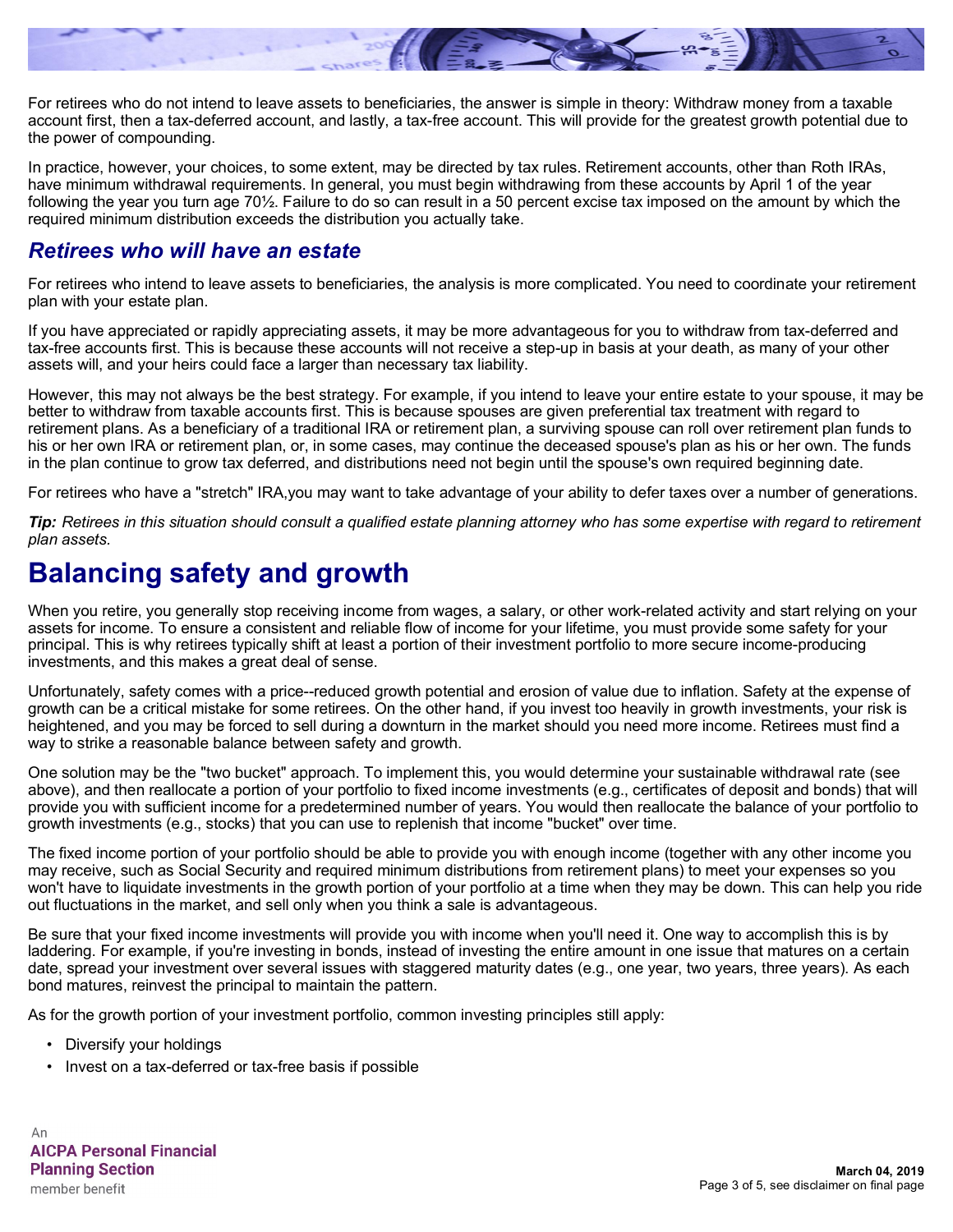For retirees who do not intend to leave assets to beneficiaries, the answer is simple in theory: Withdraw money from a taxable account first, then a tax-deferred account, and lastly, a tax-free account. This will provide for the greatest growth potential due to the power of compounding.

In practice, however, your choices, to some extent, may be directed by tax rules. Retirement accounts, other than Roth IRAs, have minimum withdrawal requirements. In general, you must begin withdrawing from these accounts by April 1 of the year following the year you turn age 70½. Failure to do so can result in a 50 percent excise tax imposed on the amount by which the required minimum distribution exceeds the distribution you actually take.

### *Retirees who will have an estate*

For retirees who intend to leave assets to beneficiaries, the analysis is more complicated. You need to coordinate your retirement plan with your estate plan.

If you have appreciated or rapidly appreciating assets, it may be more advantageous for you to withdraw from tax-deferred and tax-free accounts first. This is because these accounts will not receive a step-up in basis at your death, as many of your other assets will, and your heirs could face a larger than necessary tax liability.

However, this may not always be the best strategy. For example, if you intend to leave your entire estate to your spouse, it may be better to withdraw from taxable accounts first. This is because spouses are given preferential tax treatment with regard to retirement plans. As a beneficiary of a traditional IRA or retirement plan, a surviving spouse can roll over retirement plan funds to his or her own IRA or retirement plan, or, in some cases, may continue the deceased spouse's plan as his or her own. The funds in the plan continue to grow tax deferred, and distributions need not begin until the spouse's own required beginning date.

For retirees who have a "stretch" IRA,you may want to take advantage of your ability to defer taxes over a number of generations.

***Tip:*** *Retirees in this situation should consult a qualified estate planning attorney who has some expertise with regard to retirement plan assets.*

## Balancing safety and growth

When you retire, you generally stop receiving income from wages, a salary, or other work-related activity and start relying on your assets for income. To ensure a consistent and reliable flow of income for your lifetime, you must provide some safety for your principal. This is why retirees typically shift at least a portion of their investment portfolio to more secure income-producing investments, and this makes a great deal of sense.

Unfortunately, safety comes with a price--reduced growth potential and erosion of value due to inflation. Safety at the expense of growth can be a critical mistake for some retirees. On the other hand, if you invest too heavily in growth investments, your risk is heightened, and you may be forced to sell during a downturn in the market should you need more income. Retirees must find a way to strike a reasonable balance between safety and growth.

One solution may be the "two bucket" approach. To implement this, you would determine your sustainable withdrawal rate (see above), and then reallocate a portion of your portfolio to fixed income investments (e.g., certificates of deposit and bonds) that will provide you with sufficient income for a predetermined number of years. You would then reallocate the balance of your portfolio to growth investments (e.g., stocks) that you can use to replenish that income "bucket" over time.

The fixed income portion of your portfolio should be able to provide you with enough income (together with any other income you may receive, such as Social Security and required minimum distributions from retirement plans) to meet your expenses so you won't have to liquidate investments in the growth portion of your portfolio at a time when they may be down. This can help you ride out fluctuations in the market, and sell only when you think a sale is advantageous.

Be sure that your fixed income investments will provide you with income when you'll need it. One way to accomplish this is by laddering. For example, if you're investing in bonds, instead of investing the entire amount in one issue that matures on a certain date, spread your investment over several issues with staggered maturity dates (e.g., one year, two years, three years). As each bond matures, reinvest the principal to maintain the pattern.

As for the growth portion of your investment portfolio, common investing principles still apply:

- Diversify your holdings
- Invest on a tax-deferred or tax-free basis if possible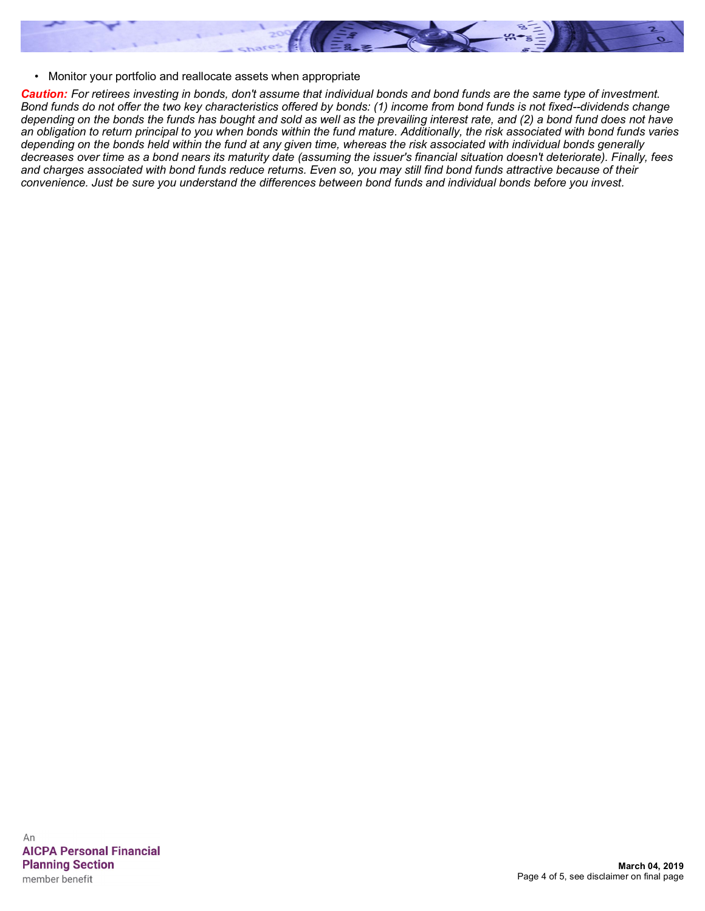- Monitor your portfolio and reallocate assets when appropriate

***Caution:*** *For retirees investing in bonds, don't assume that individual bonds and bond funds are the same type of investment. Bond funds do not offer the two key characteristics offered by bonds: (1) income from bond funds is not fixed--dividends change depending on the bonds the funds has bought and sold as well as the prevailing interest rate, and (2) a bond fund does not have an obligation to return principal to you when bonds within the fund mature. Additionally, the risk associated with bond funds varies depending on the bonds held within the fund at any given time, whereas the risk associated with individual bonds generally decreases over time as a bond nears its maturity date (assuming the issuer's financial situation doesn't deteriorate). Finally, fees and charges associated with bond funds reduce returns. Even so, you may still find bond funds attractive because of their convenience. Just be sure you understand the differences between bond funds and individual bonds before you invest.*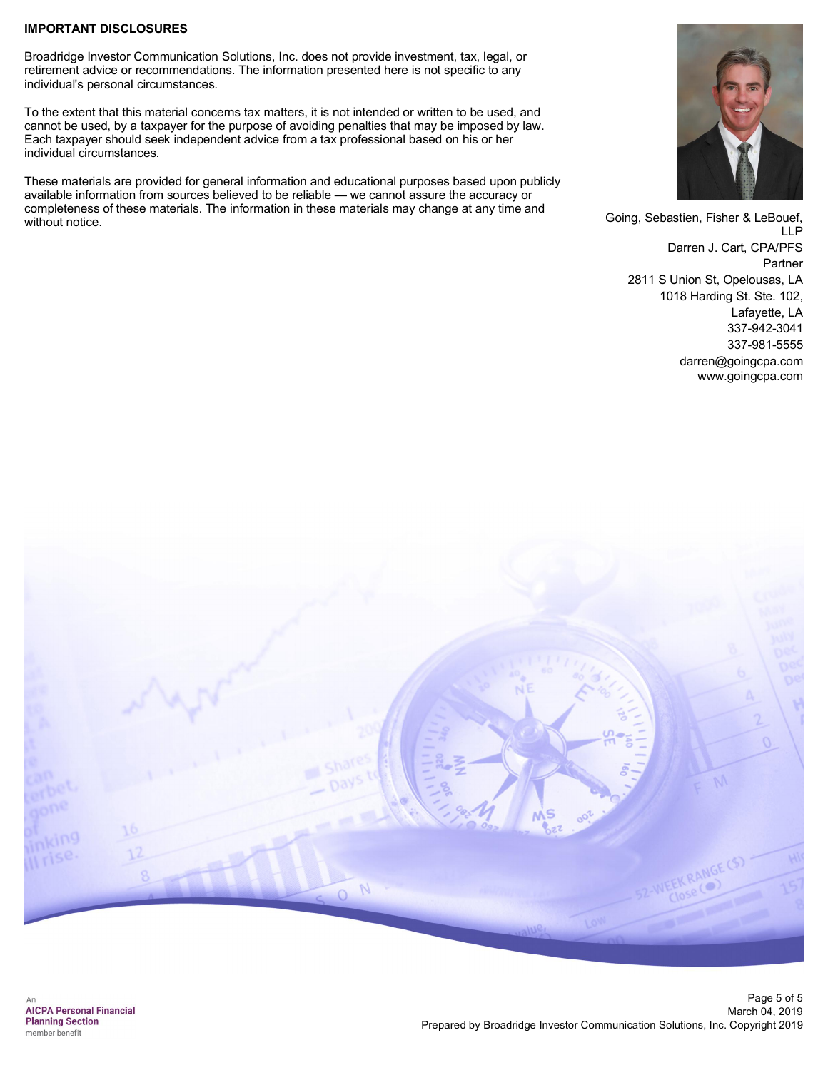**IMPORTANT DISCLOSURES**

Broadridge Investor Communication Solutions, Inc. does not provide investment, tax, legal, or retirement advice or recommendations. The information presented here is not specific to any individual's personal circumstances.

To the extent that this material concerns tax matters, it is not intended or written to be used, and cannot be used, by a taxpayer for the purpose of avoiding penalties that may be imposed by law. Each taxpayer should seek independent advice from a tax professional based on his or her individual circumstances.

These materials are provided for general information and educational purposes based upon publicly available information from sources believed to be reliable — we cannot assure the accuracy or completeness of these materials. The information in these materials may change at any time and without notice.

Going, Sebastien, Fisher & LeBouef, LLP
Darren J. Cart, CPA/PFS
Partner
2811 S Union St, Opelousas, LA
1018 Harding St. Ste. 102, Lafayette, LA
337-942-3041
337-981-5555
darren@goingcpa.com
www.goingcpa.com

An AICPA Personal Financial Planning Section member benefit

March 04, 2019
Prepared by Broadridge Investor Communication Solutions, Inc. Copyright 2019